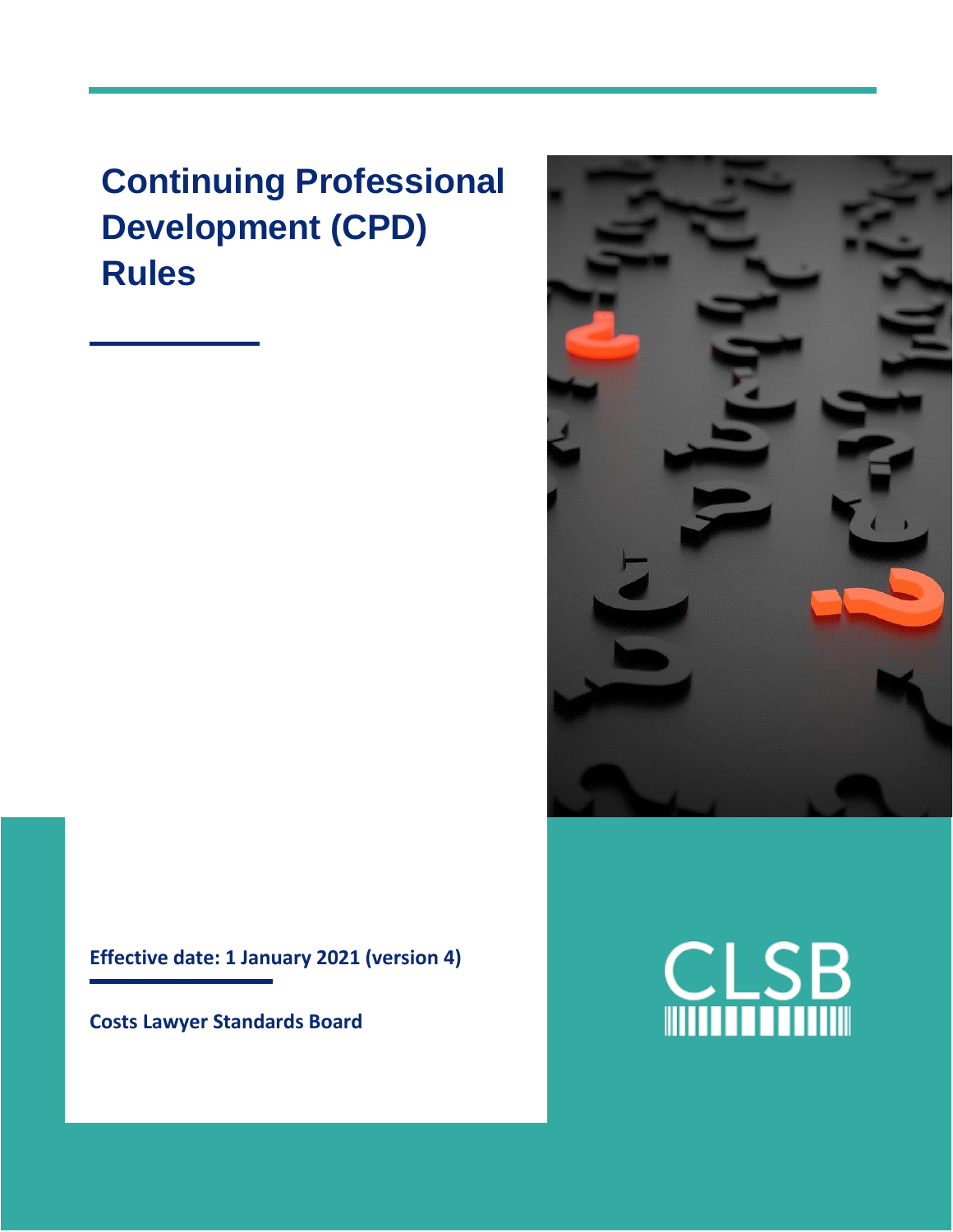# Continuing Professional Development (CPD) Rules

**Effective date: 1 January 2021 (version 4)**

**Costs Lawyer Standards Board**

CLSB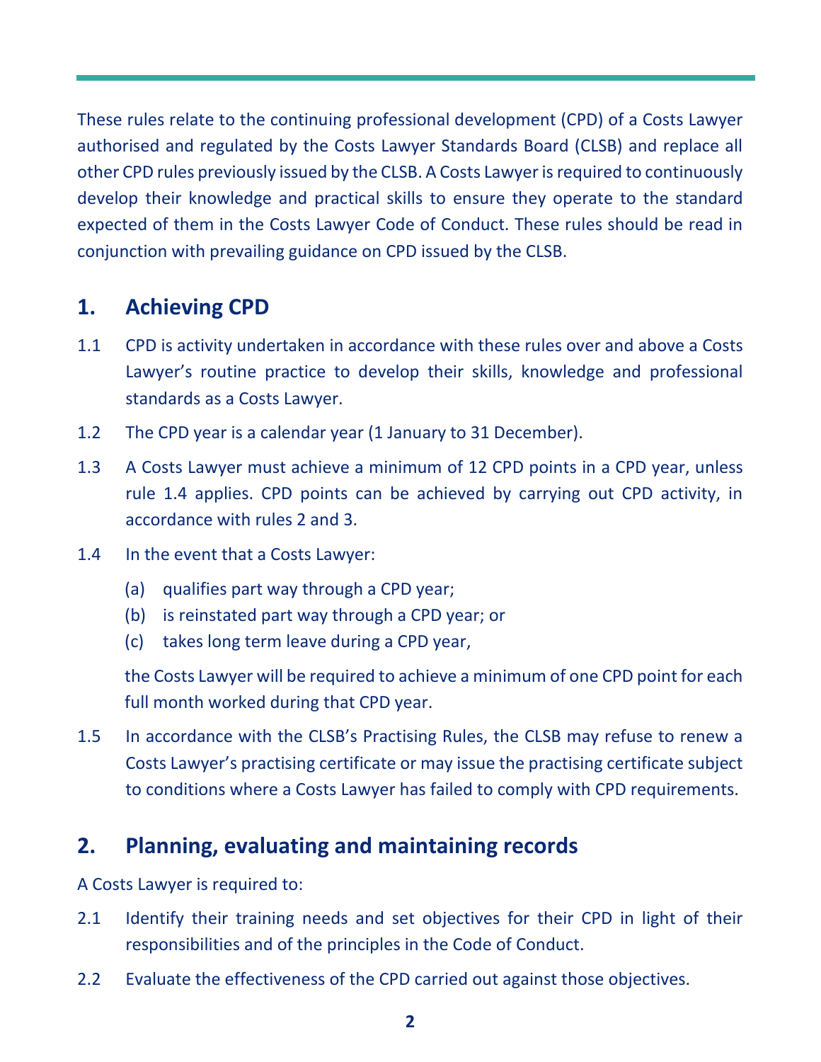These rules relate to the continuing professional development (CPD) of a Costs Lawyer authorised and regulated by the Costs Lawyer Standards Board (CLSB) and replace all other CPD rules previously issued by the CLSB. A Costs Lawyer is required to continuously develop their knowledge and practical skills to ensure they operate to the standard expected of them in the Costs Lawyer Code of Conduct. These rules should be read in conjunction with prevailing guidance on CPD issued by the CLSB.

## 1. Achieving CPD

1.1 CPD is activity undertaken in accordance with these rules over and above a Costs Lawyer's routine practice to develop their skills, knowledge and professional standards as a Costs Lawyer.

1.2 The CPD year is a calendar year (1 January to 31 December).

1.3 A Costs Lawyer must achieve a minimum of 12 CPD points in a CPD year, unless rule 1.4 applies. CPD points can be achieved by carrying out CPD activity, in accordance with rules 2 and 3.

1.4 In the event that a Costs Lawyer:

- (a) qualifies part way through a CPD year;
- (b) is reinstated part way through a CPD year; or
- (c) takes long term leave during a CPD year,

the Costs Lawyer will be required to achieve a minimum of one CPD point for each full month worked during that CPD year.

1.5 In accordance with the CLSB's Practising Rules, the CLSB may refuse to renew a Costs Lawyer's practising certificate or may issue the practising certificate subject to conditions where a Costs Lawyer has failed to comply with CPD requirements.

## 2. Planning, evaluating and maintaining records

A Costs Lawyer is required to:

2.1 Identify their training needs and set objectives for their CPD in light of their responsibilities and of the principles in the Code of Conduct.

2.2 Evaluate the effectiveness of the CPD carried out against those objectives.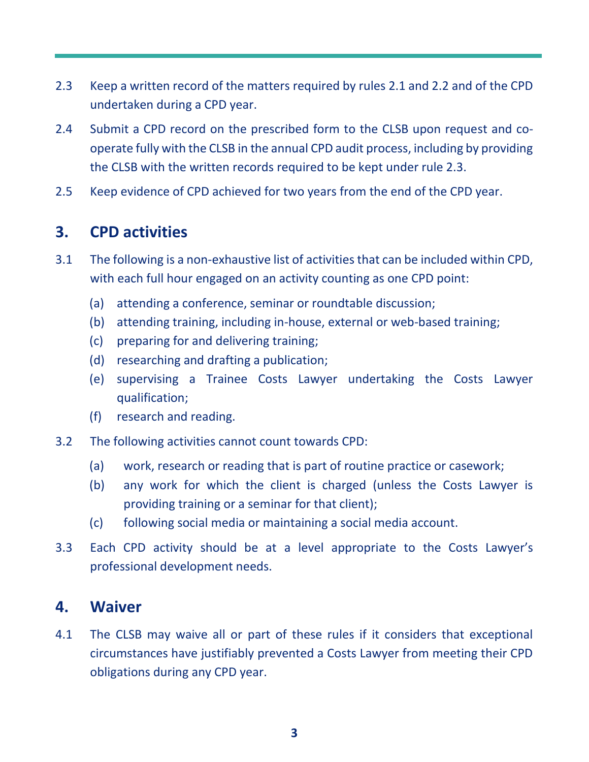2.3 Keep a written record of the matters required by rules 2.1 and 2.2 and of the CPD undertaken during a CPD year.

2.4 Submit a CPD record on the prescribed form to the CLSB upon request and co-operate fully with the CLSB in the annual CPD audit process, including by providing the CLSB with the written records required to be kept under rule 2.3.

2.5 Keep evidence of CPD achieved for two years from the end of the CPD year.

## 3. CPD activities

3.1 The following is a non-exhaustive list of activities that can be included within CPD, with each full hour engaged on an activity counting as one CPD point:

- (a) attending a conference, seminar or roundtable discussion;
- (b) attending training, including in-house, external or web-based training;
- (c) preparing for and delivering training;
- (d) researching and drafting a publication;
- (e) supervising a Trainee Costs Lawyer undertaking the Costs Lawyer qualification;
- (f) research and reading.

3.2 The following activities cannot count towards CPD:

- (a) work, research or reading that is part of routine practice or casework;
- (b) any work for which the client is charged (unless the Costs Lawyer is providing training or a seminar for that client);
- (c) following social media or maintaining a social media account.

3.3 Each CPD activity should be at a level appropriate to the Costs Lawyer's professional development needs.

## 4. Waiver

4.1 The CLSB may waive all or part of these rules if it considers that exceptional circumstances have justifiably prevented a Costs Lawyer from meeting their CPD obligations during any CPD year.